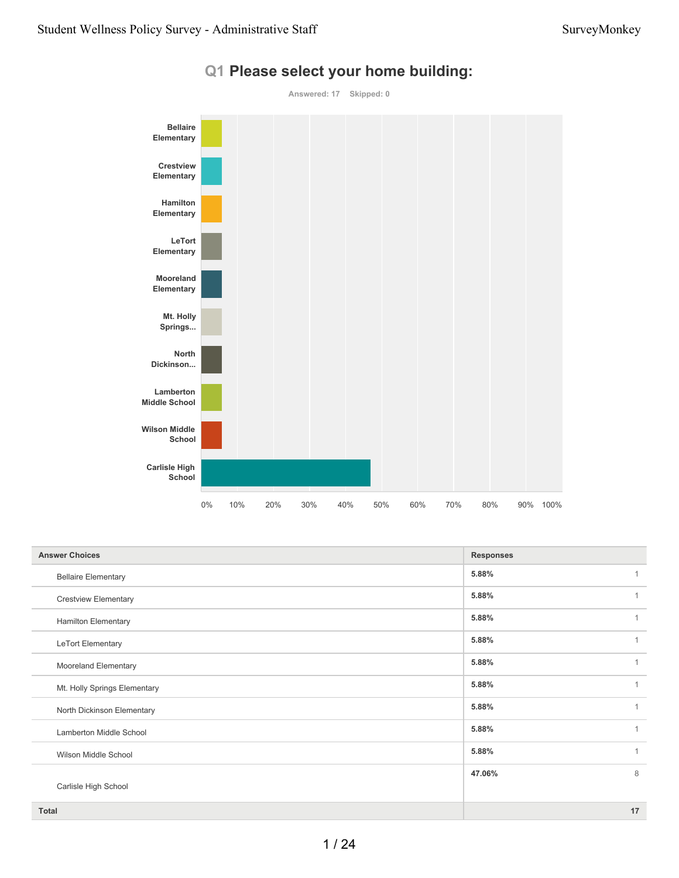## Q1 Please select your home building:

Answered: 17 Skipped: 0

| Answer Choices | Responses | |
|---|---|---|
| Bellaire Elementary | 5.88% | 1 |
| Crestview Elementary | 5.88% | 1 |
| Hamilton Elementary | 5.88% | 1 |
| LeTort Elementary | 5.88% | 1 |
| Mooreland Elementary | 5.88% | 1 |
| Mt. Holly Springs Elementary | 5.88% | 1 |
| North Dickinson Elementary | 5.88% | 1 |
| Lamberton Middle School | 5.88% | 1 |
| Wilson Middle School | 5.88% | 1 |
| Carlisle High School | 47.06% | 8 |
| **Total** | | **17** |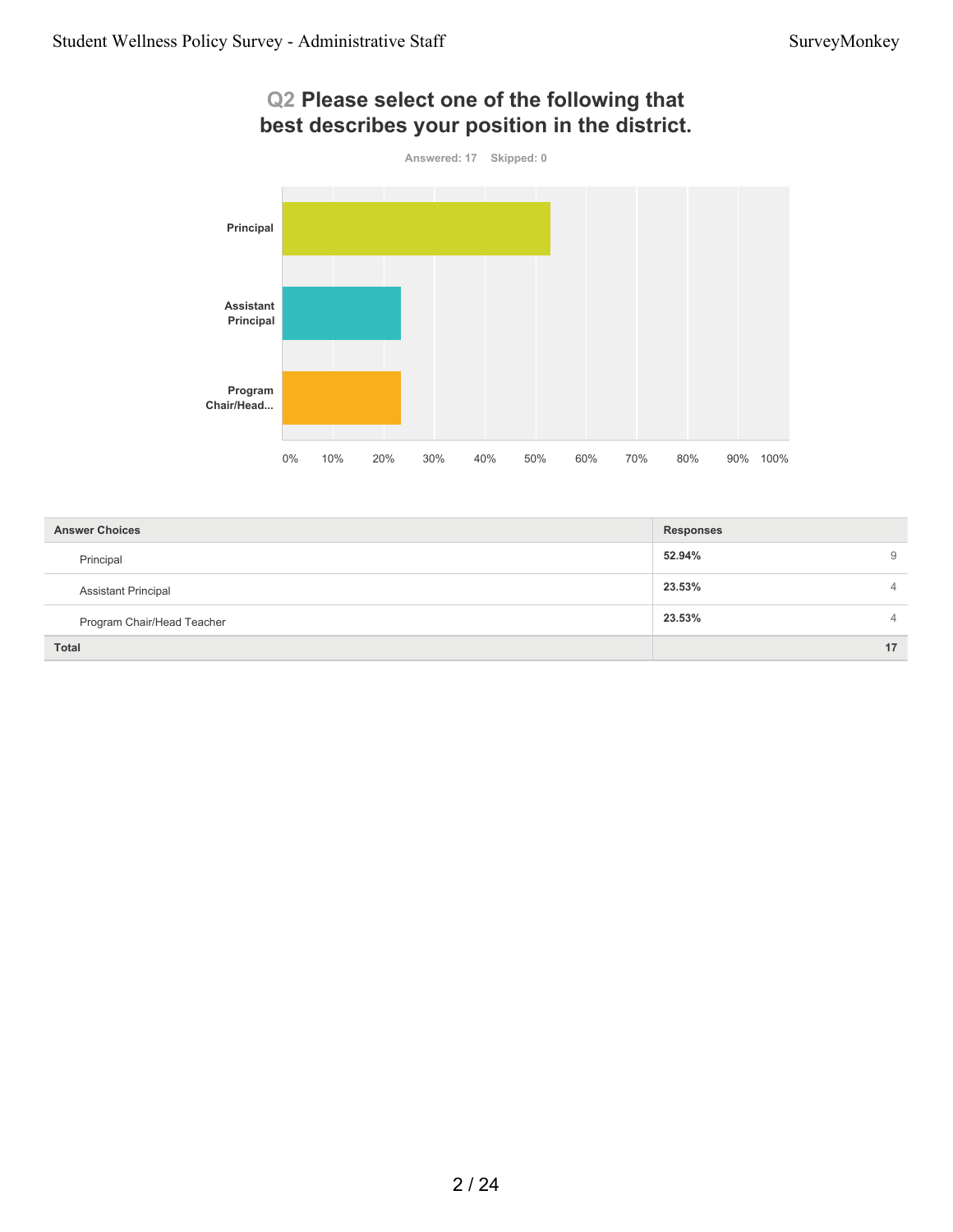## Q2 Please select one of the following that best describes your position in the district.

Answered: 17 Skipped: 0

| Answer Choices | Responses | |
|---|---|---|
| Principal | 52.94% | 9 |
| Assistant Principal | 23.53% | 4 |
| Program Chair/Head Teacher | 23.53% | 4 |
| **Total** | | **17** |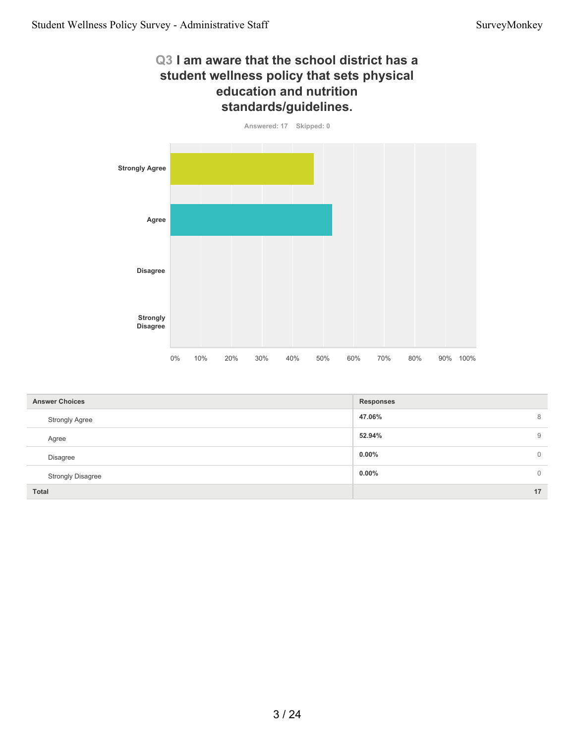## Q3 I am aware that the school district has a student wellness policy that sets physical education and nutrition standards/guidelines.

Answered: 17 Skipped: 0

| Answer Choices | Responses | |
|---|---|---|
| Strongly Agree | 47.06% | 8 |
| Agree | 52.94% | 9 |
| Disagree | 0.00% | 0 |
| Strongly Disagree | 0.00% | 0 |
| Total | | 17 |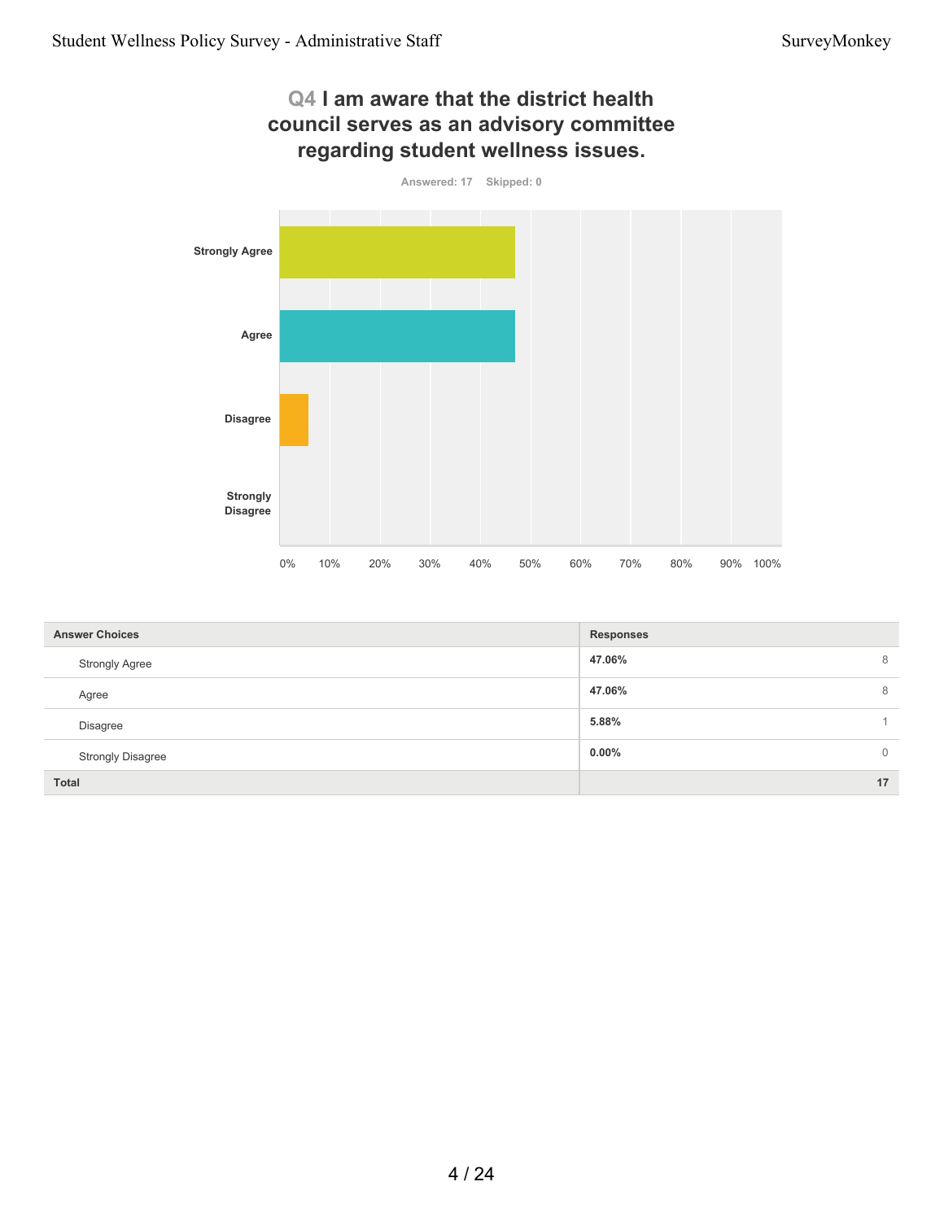## Q4 I am aware that the district health council serves as an advisory committee regarding student wellness issues.

Answered: 17 Skipped: 0

| Answer Choices | Responses | |
|---|---|---|
| Strongly Agree | **47.06%** | 8 |
| Agree | **47.06%** | 8 |
| Disagree | **5.88%** | 1 |
| Strongly Disagree | **0.00%** | 0 |
| **Total** | | **17** |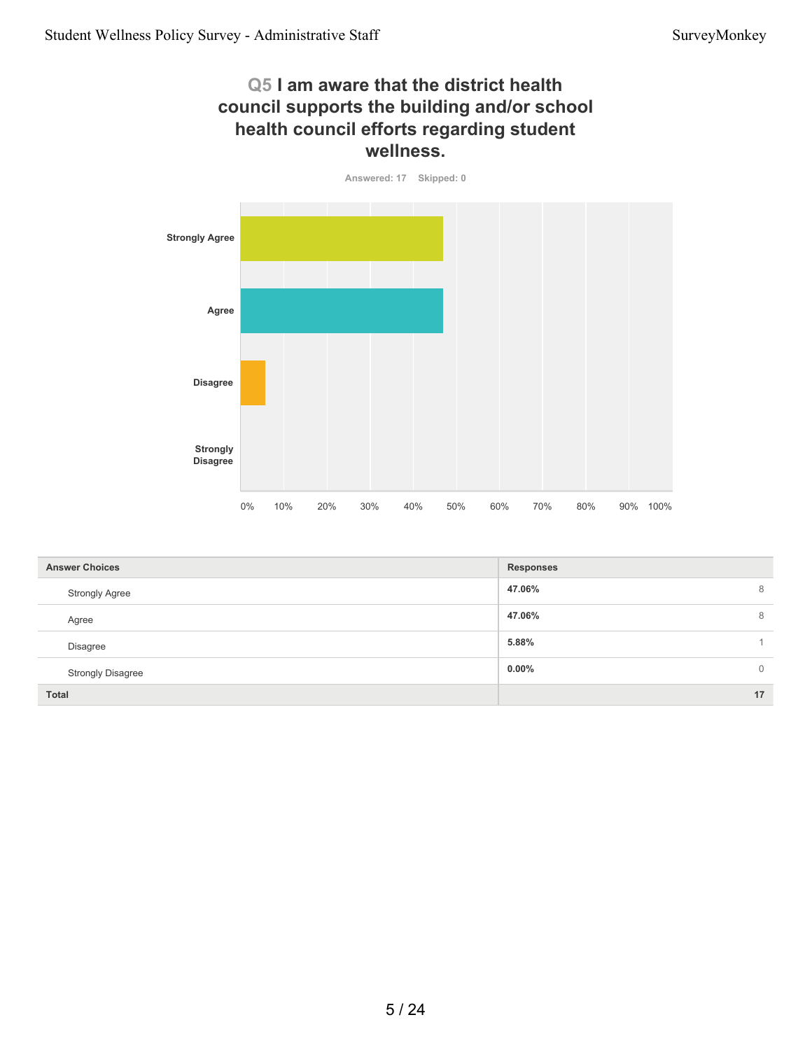## Q5 I am aware that the district health council supports the building and/or school health council efforts regarding student wellness.

Answered: 17 Skipped: 0

| Answer Choices | Responses | |
|---|---|---|
| Strongly Agree | **47.06%** | 8 |
| Agree | **47.06%** | 8 |
| Disagree | **5.88%** | 1 |
| Strongly Disagree | **0.00%** | 0 |
| **Total** | | **17** |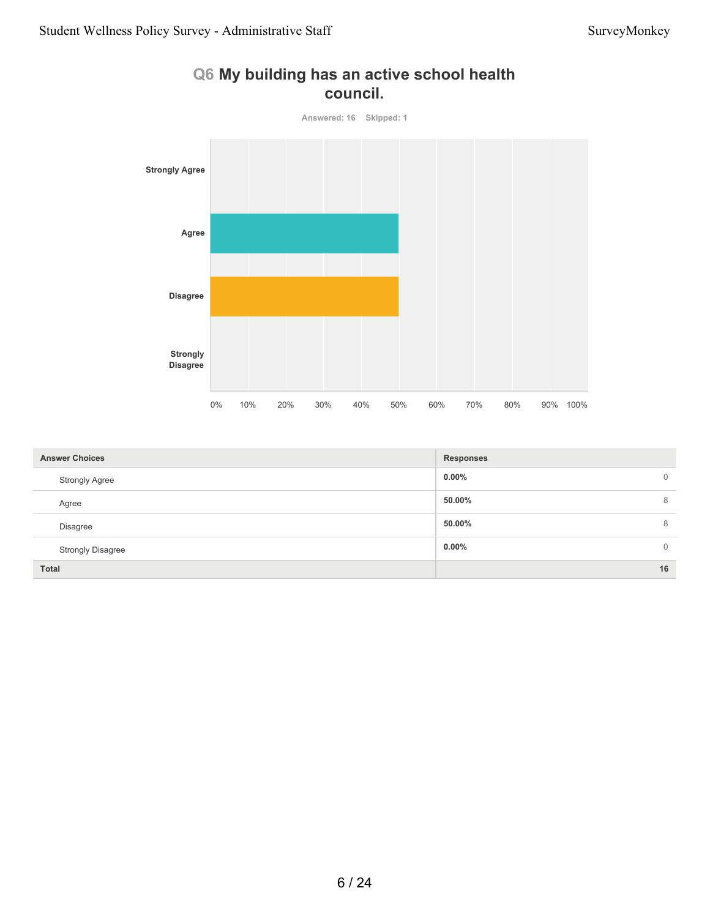## Q6 My building has an active school health council.

Answered: 16 Skipped: 1

| Answer Choices | Responses | |
|---|---|---|
| Strongly Agree | 0.00% | 0 |
| Agree | 50.00% | 8 |
| Disagree | 50.00% | 8 |
| Strongly Disagree | 0.00% | 0 |
| Total | | 16 |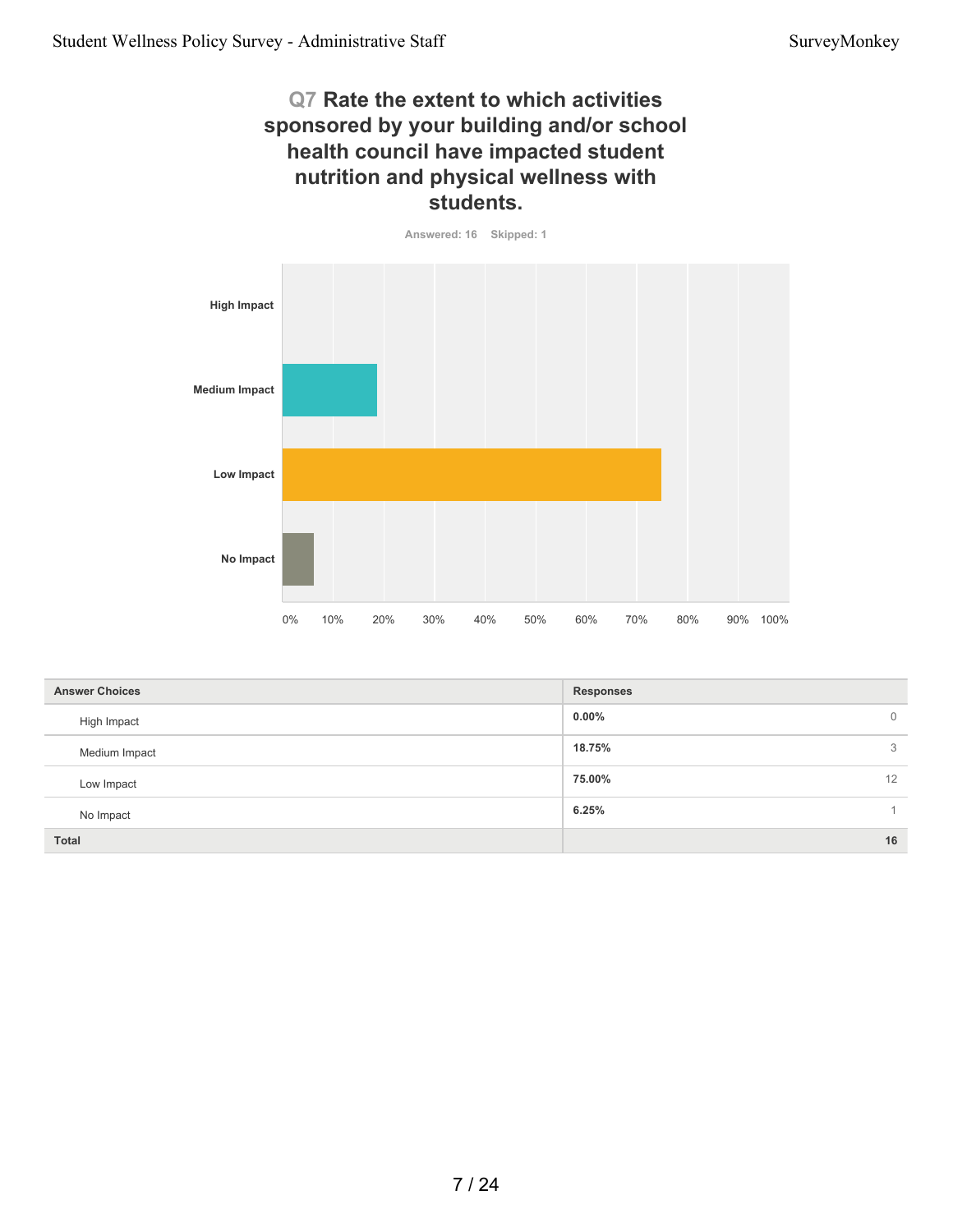## Q7 Rate the extent to which activities sponsored by your building and/or school health council have impacted student nutrition and physical wellness with students.

Answered: 16 Skipped: 1

| Answer Choices | Responses | |
|---|---|---|
| High Impact | 0.00% | 0 |
| Medium Impact | 18.75% | 3 |
| Low Impact | 75.00% | 12 |
| No Impact | 6.25% | 1 |
| Total | | 16 |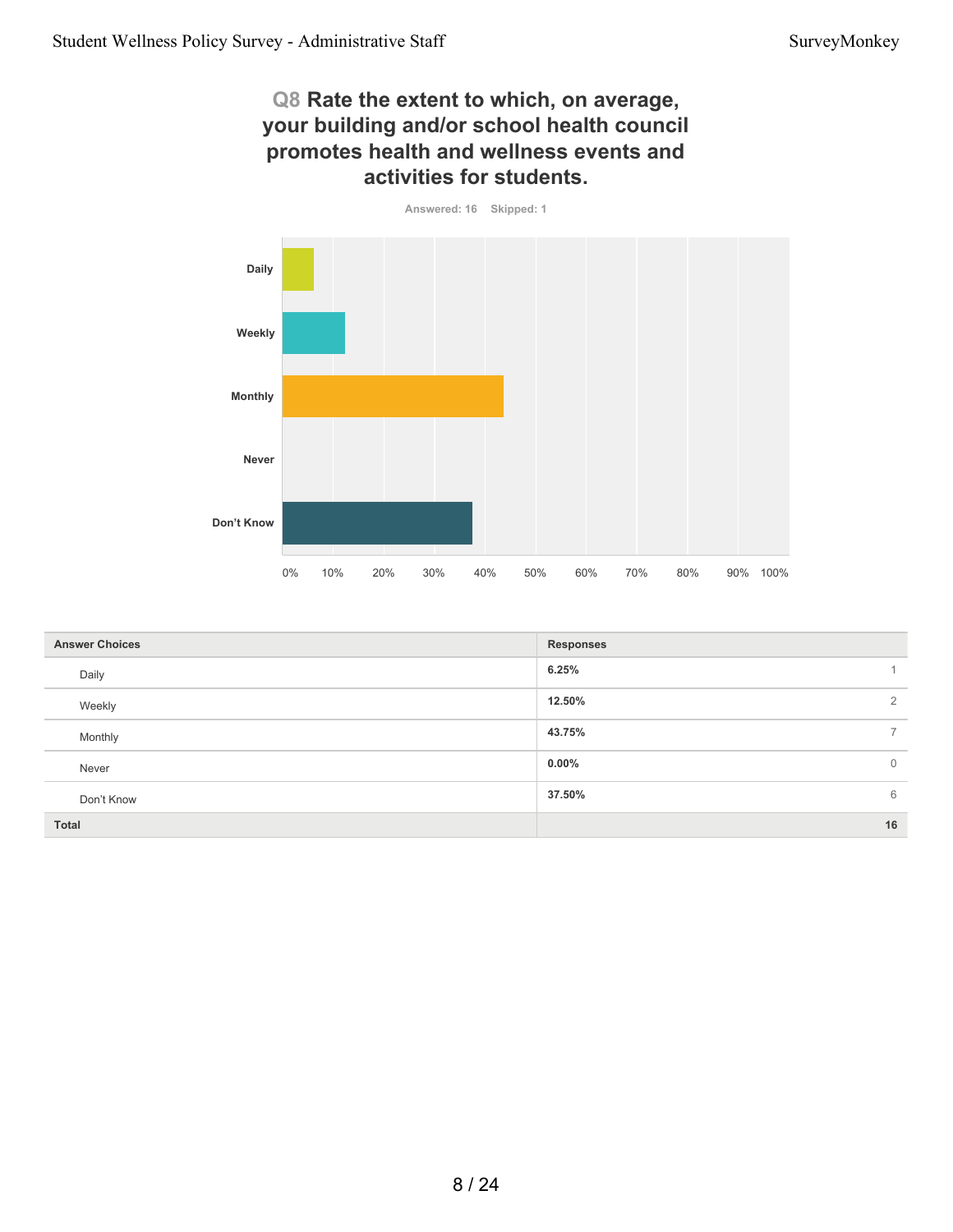## Q8 Rate the extent to which, on average, your building and/or school health council promotes health and wellness events and activities for students.

Answered: 16 Skipped: 1

| Answer Choices | Responses | |
|---|---|---|
| Daily | 6.25% | 1 |
| Weekly | 12.50% | 2 |
| Monthly | 43.75% | 7 |
| Never | 0.00% | 0 |
| Don't Know | 37.50% | 6 |
| **Total** | | **16** |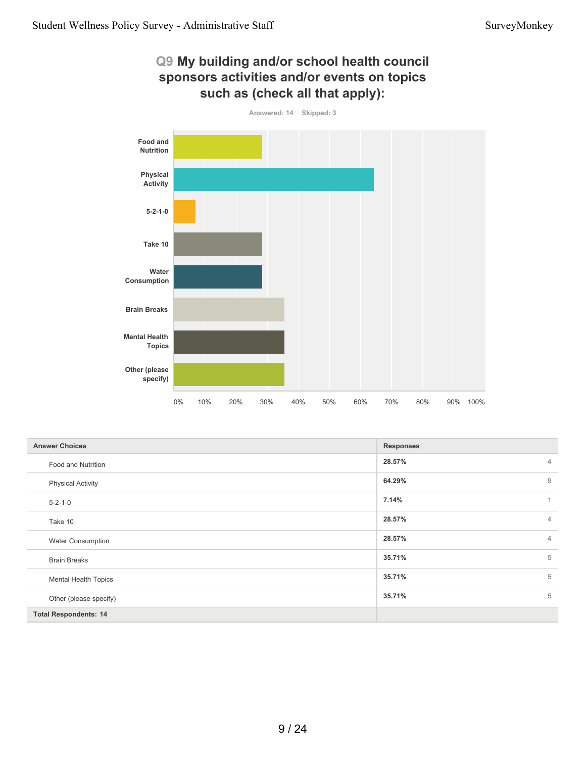## Q9 My building and/or school health council sponsors activities and/or events on topics such as (check all that apply):

Answered: 14 Skipped: 3

| Answer Choices | Responses | |
|---|---|---|
| Food and Nutrition | 28.57% | 4 |
| Physical Activity | 64.29% | 9 |
| 5-2-1-0 | 7.14% | 1 |
| Take 10 | 28.57% | 4 |
| Water Consumption | 28.57% | 4 |
| Brain Breaks | 35.71% | 5 |
| Mental Health Topics | 35.71% | 5 |
| Other (please specify) | 35.71% | 5 |
| **Total Respondents: 14** | | |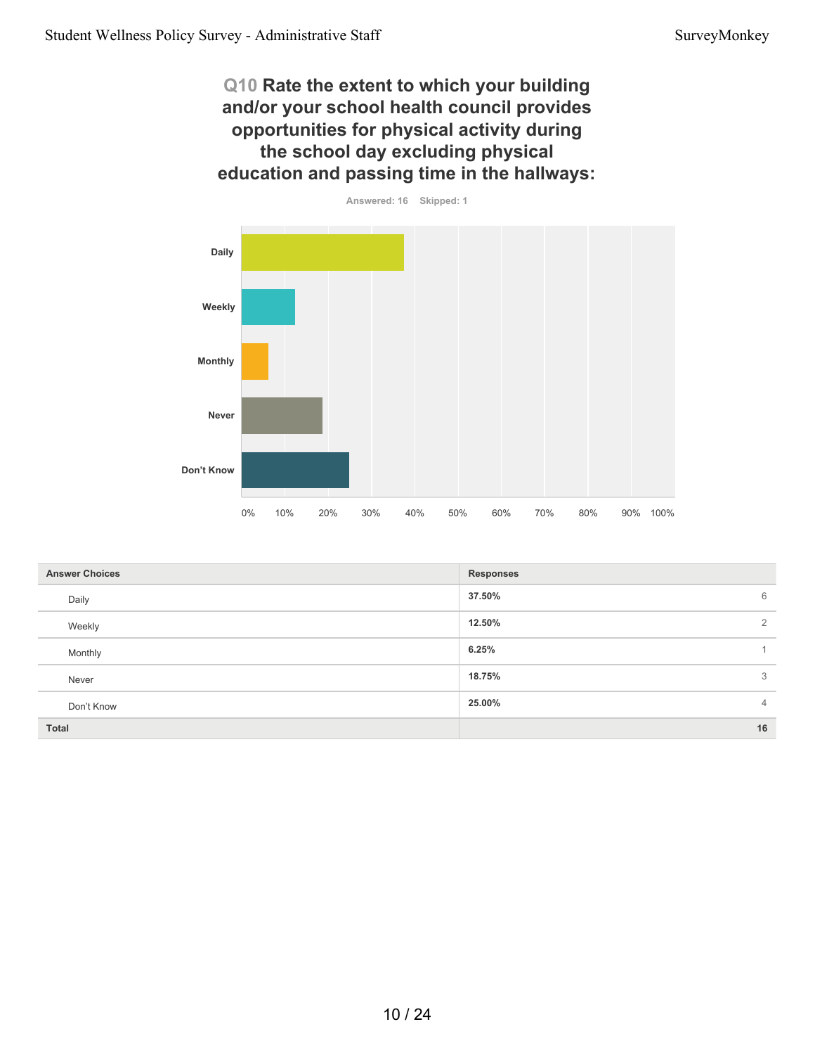## Q10 Rate the extent to which your building and/or your school health council provides opportunities for physical activity during the school day excluding physical education and passing time in the hallways:

Answered: 16 Skipped: 1

| Answer Choices | Responses | |
|---|---|---|
| Daily | 37.50% | 6 |
| Weekly | 12.50% | 2 |
| Monthly | 6.25% | 1 |
| Never | 18.75% | 3 |
| Don't Know | 25.00% | 4 |
| **Total** | | **16** |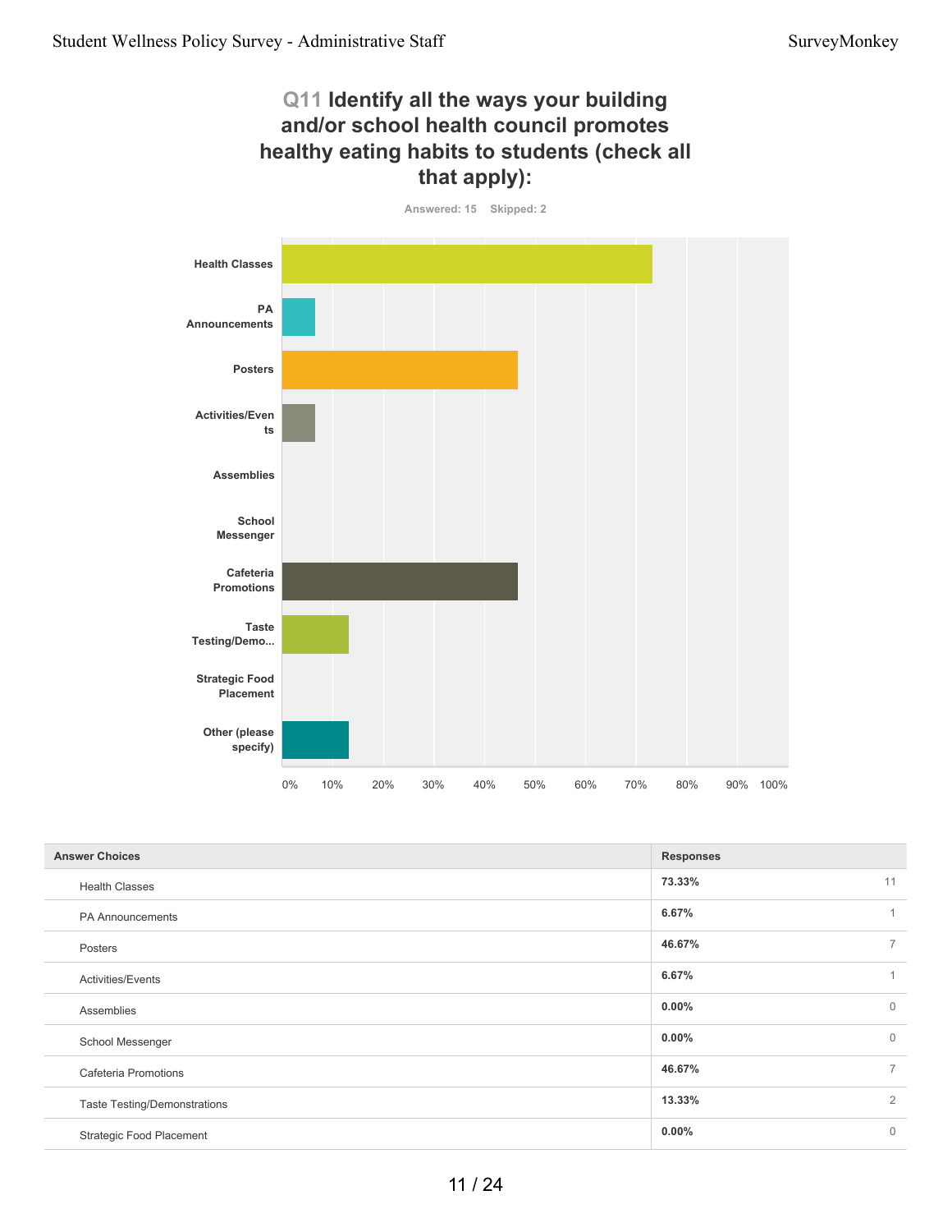## Q11 Identify all the ways your building and/or school health council promotes healthy eating habits to students (check all that apply):

Answered: 15 Skipped: 2

| Answer Choices | Responses | |
|---|---|---|
| Health Classes | 73.33% | 11 |
| PA Announcements | 6.67% | 1 |
| Posters | 46.67% | 7 |
| Activities/Events | 6.67% | 1 |
| Assemblies | 0.00% | 0 |
| School Messenger | 0.00% | 0 |
| Cafeteria Promotions | 46.67% | 7 |
| Taste Testing/Demonstrations | 13.33% | 2 |
| Strategic Food Placement | 0.00% | 0 |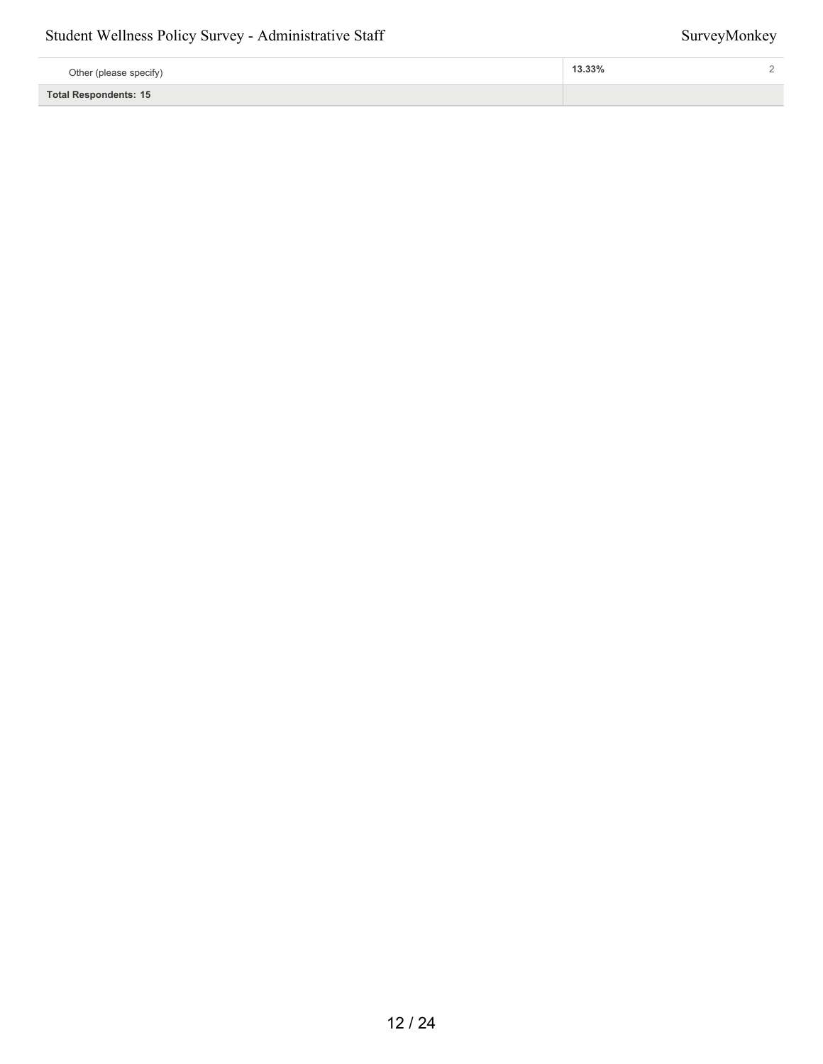| | | |
|---|---|---|
| Other (please specify) | 13.33% | 2 |
| **Total Respondents: 15** | | |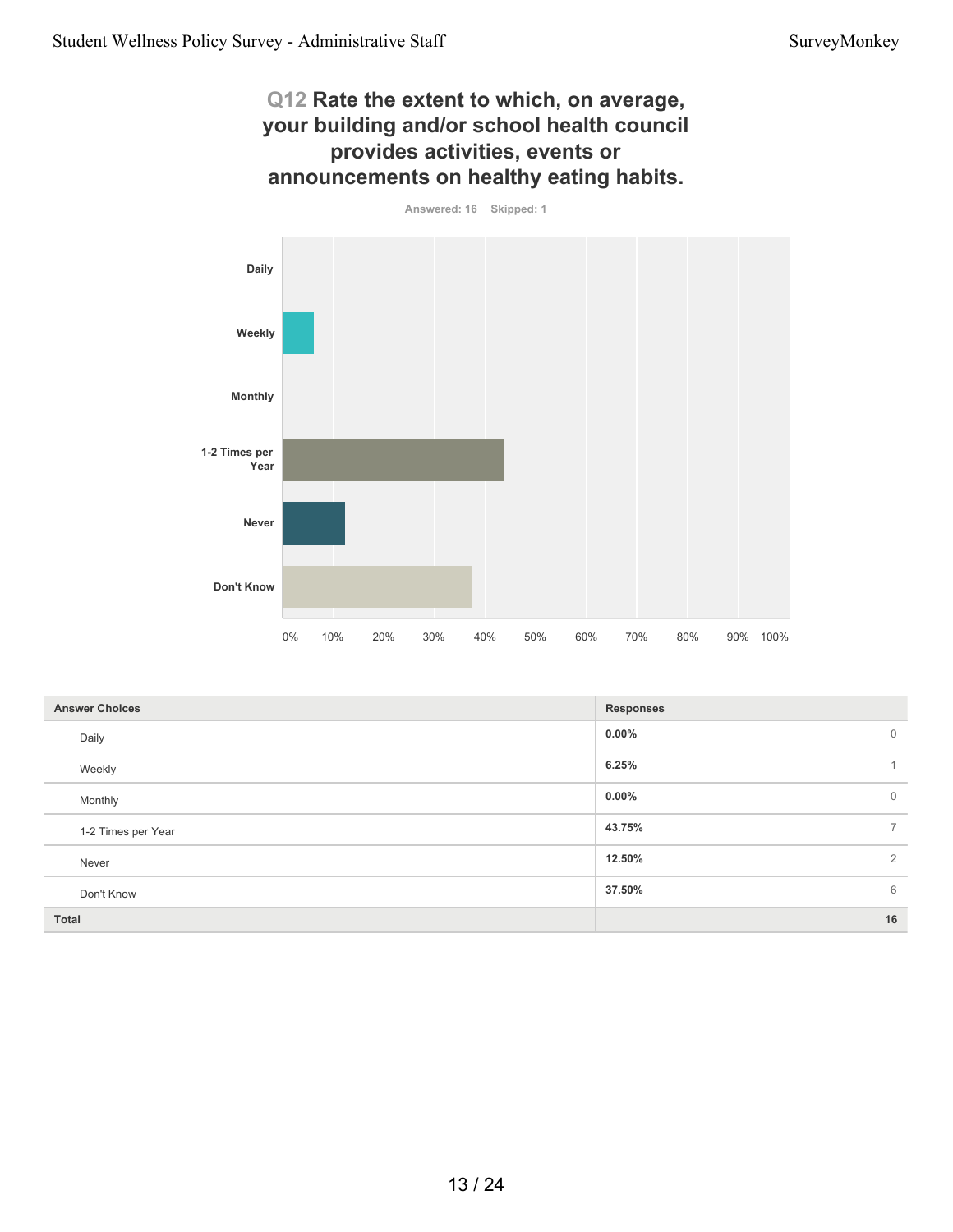## Q12 Rate the extent to which, on average, your building and/or school health council provides activities, events or announcements on healthy eating habits.

Answered: 16 Skipped: 1

| Answer Choices | Responses | |
|---|---|---|
| Daily | 0.00% | 0 |
| Weekly | 6.25% | 1 |
| Monthly | 0.00% | 0 |
| 1-2 Times per Year | 43.75% | 7 |
| Never | 12.50% | 2 |
| Don't Know | 37.50% | 6 |
| **Total** | | **16** |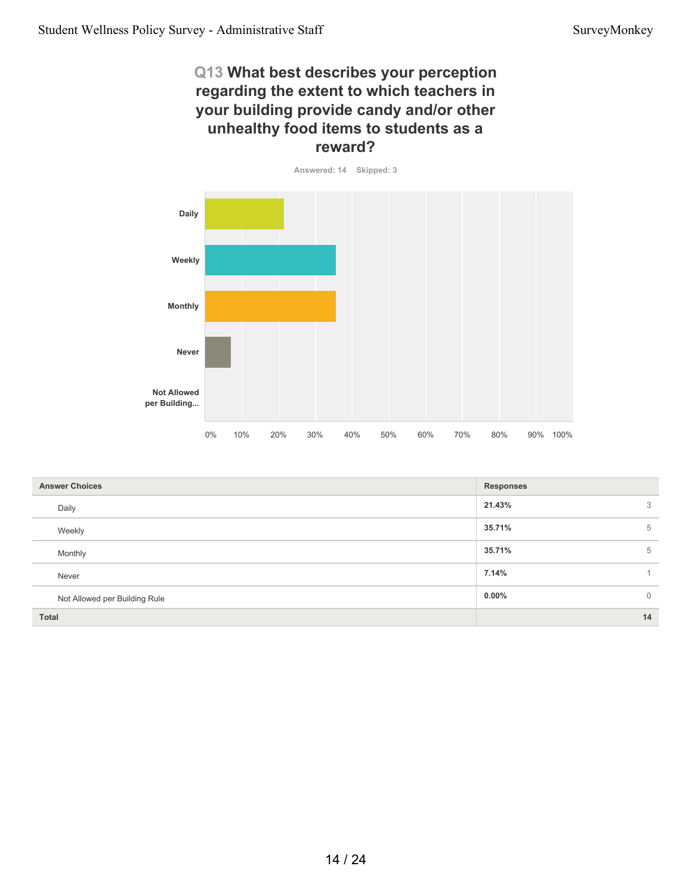## Q13 What best describes your perception regarding the extent to which teachers in your building provide candy and/or other unhealthy food items to students as a reward?

Answered: 14 Skipped: 3

| Answer Choices | Responses | |
|---|---|---|
| Daily | 21.43% | 3 |
| Weekly | 35.71% | 5 |
| Monthly | 35.71% | 5 |
| Never | 7.14% | 1 |
| Not Allowed per Building Rule | 0.00% | 0 |
| **Total** | | **14** |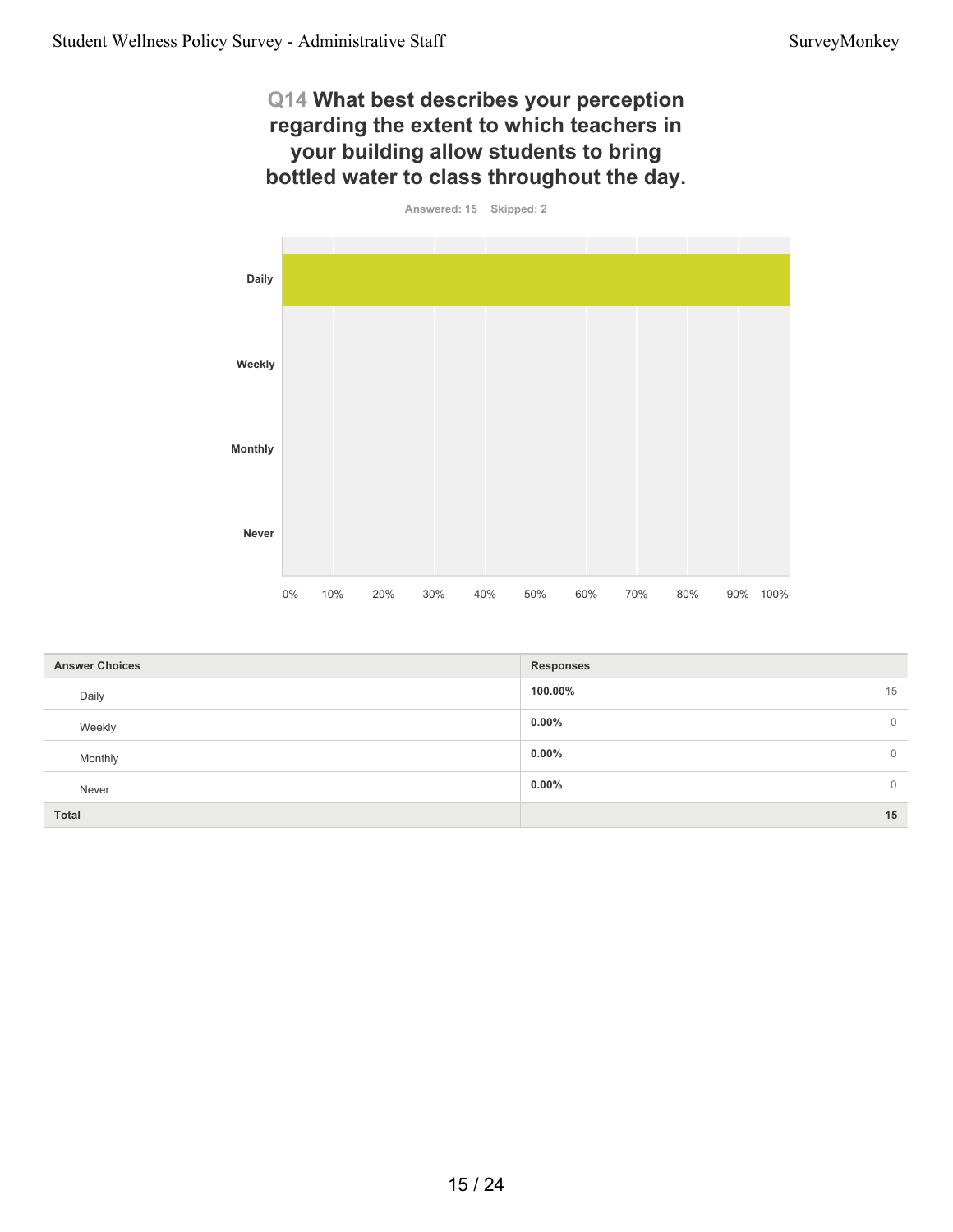## Q14 What best describes your perception regarding the extent to which teachers in your building allow students to bring bottled water to class throughout the day.

Answered: 15 Skipped: 2

| Answer Choices | Responses | |
|---|---|---|
| Daily | 100.00% | 15 |
| Weekly | 0.00% | 0 |
| Monthly | 0.00% | 0 |
| Never | 0.00% | 0 |
| **Total** | | **15** |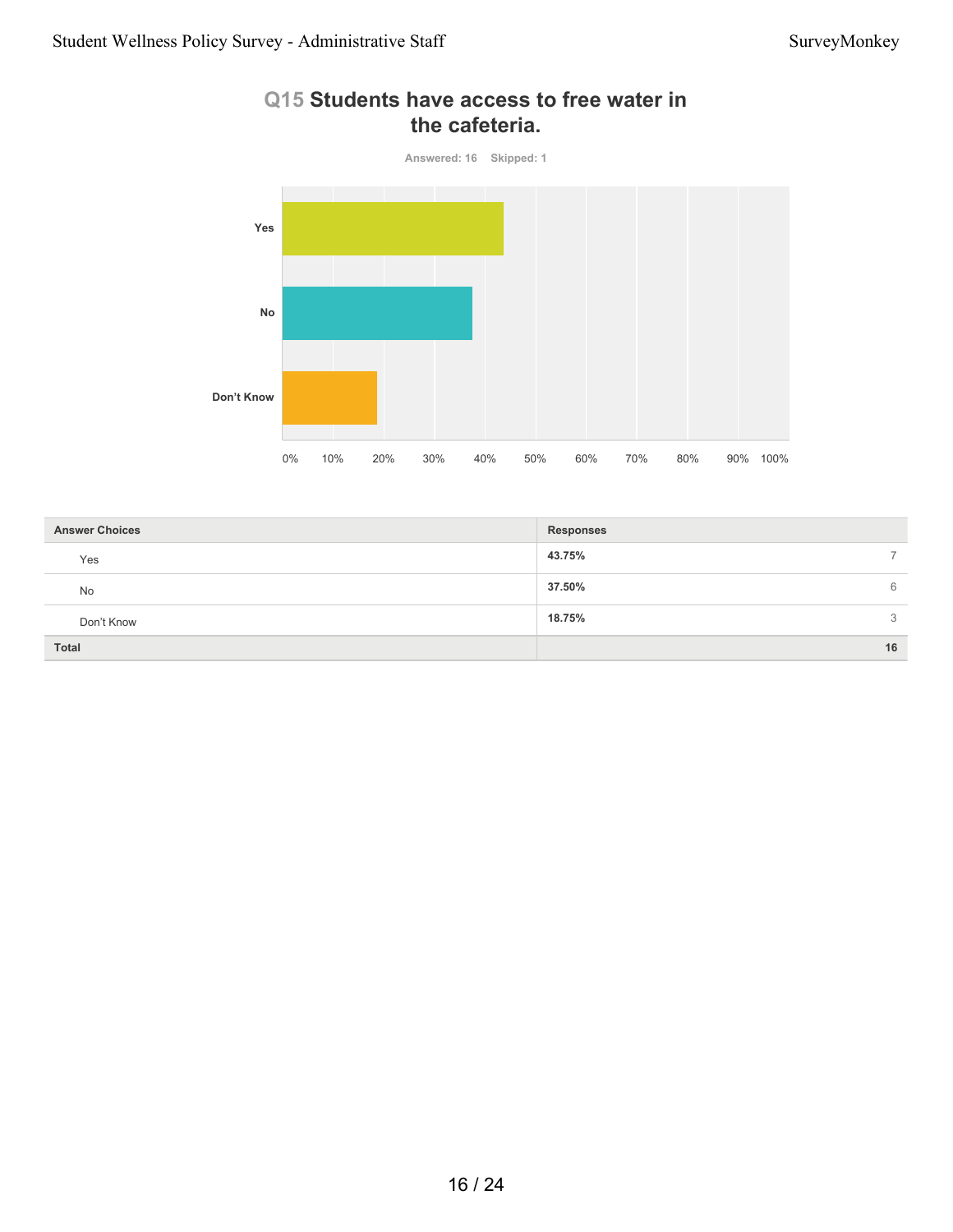## Q15 Students have access to free water in the cafeteria.

Answered: 16 Skipped: 1

| Answer Choices | Responses | |
|---|---|---|
| Yes | 43.75% | 7 |
| No | 37.50% | 6 |
| Don't Know | 18.75% | 3 |
| Total | | 16 |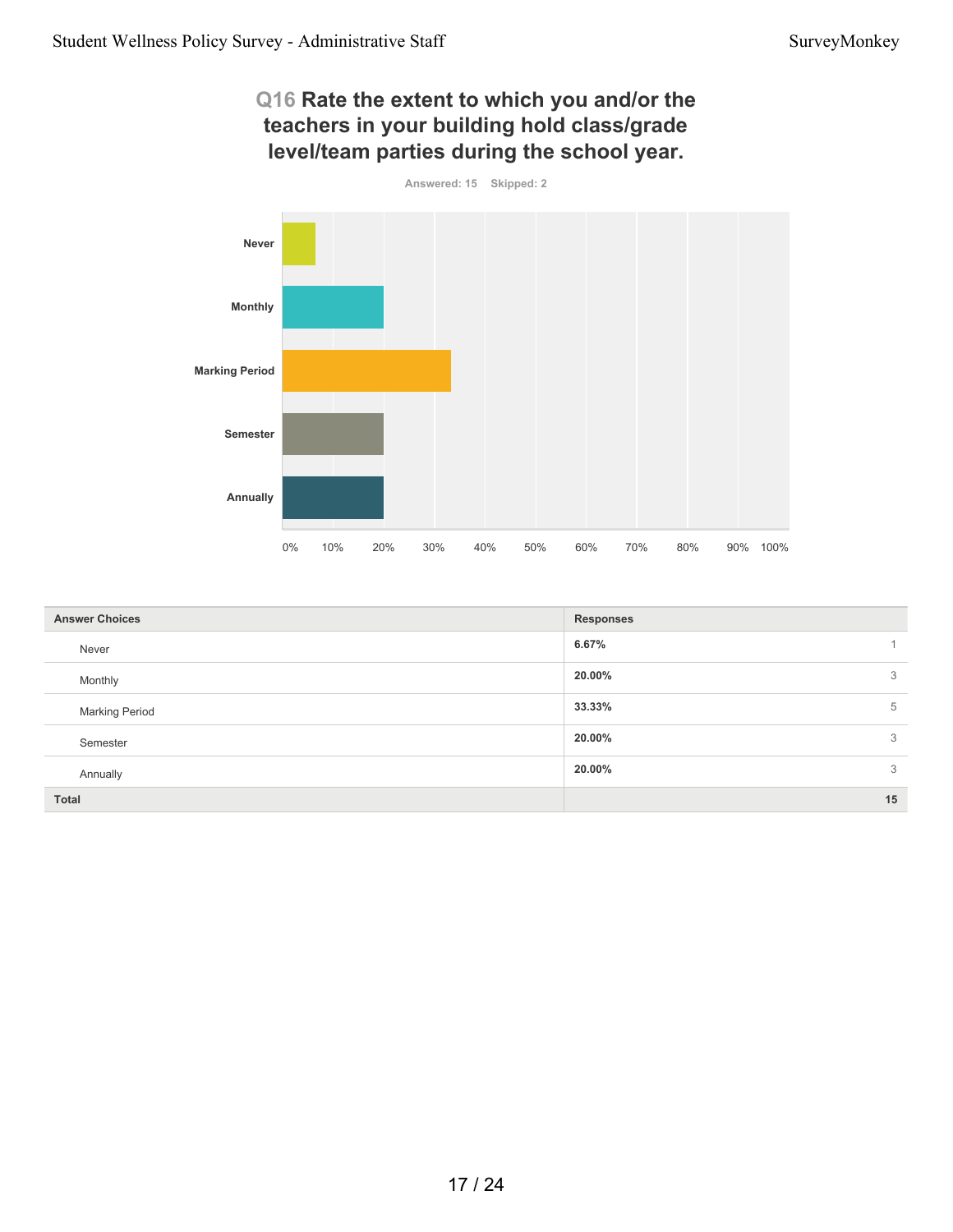## Q16 Rate the extent to which you and/or the teachers in your building hold class/grade level/team parties during the school year.

Answered: 15 Skipped: 2

| Answer Choices | Responses | |
|---|---|---|
| Never | 6.67% | 1 |
| Monthly | 20.00% | 3 |
| Marking Period | 33.33% | 5 |
| Semester | 20.00% | 3 |
| Annually | 20.00% | 3 |
| **Total** | | **15** |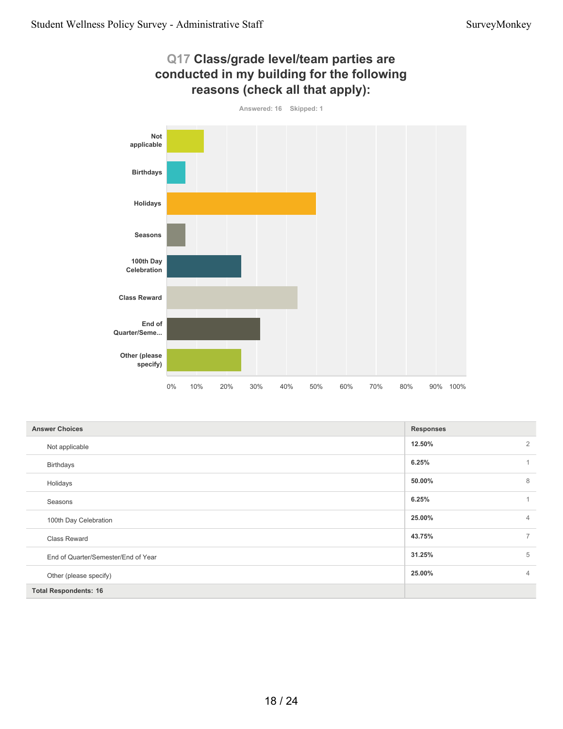## Q17 Class/grade level/team parties are conducted in my building for the following reasons (check all that apply):

Answered: 16 Skipped: 1

| Answer Choices | Responses | |
|---|---|---|
| Not applicable | 12.50% | 2 |
| Birthdays | 6.25% | 1 |
| Holidays | 50.00% | 8 |
| Seasons | 6.25% | 1 |
| 100th Day Celebration | 25.00% | 4 |
| Class Reward | 43.75% | 7 |
| End of Quarter/Semester/End of Year | 31.25% | 5 |
| Other (please specify) | 25.00% | 4 |
| **Total Respondents: 16** | | |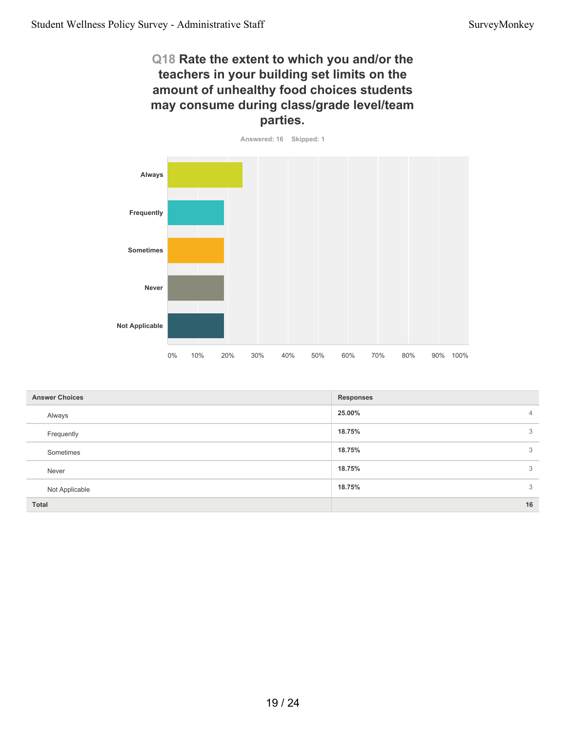## Q18 Rate the extent to which you and/or the teachers in your building set limits on the amount of unhealthy food choices students may consume during class/grade level/team parties.

Answered: 16 Skipped: 1

| Answer Choices | Responses | |
|---|---|---|
| Always | 25.00% | 4 |
| Frequently | 18.75% | 3 |
| Sometimes | 18.75% | 3 |
| Never | 18.75% | 3 |
| Not Applicable | 18.75% | 3 |
| **Total** | | **16** |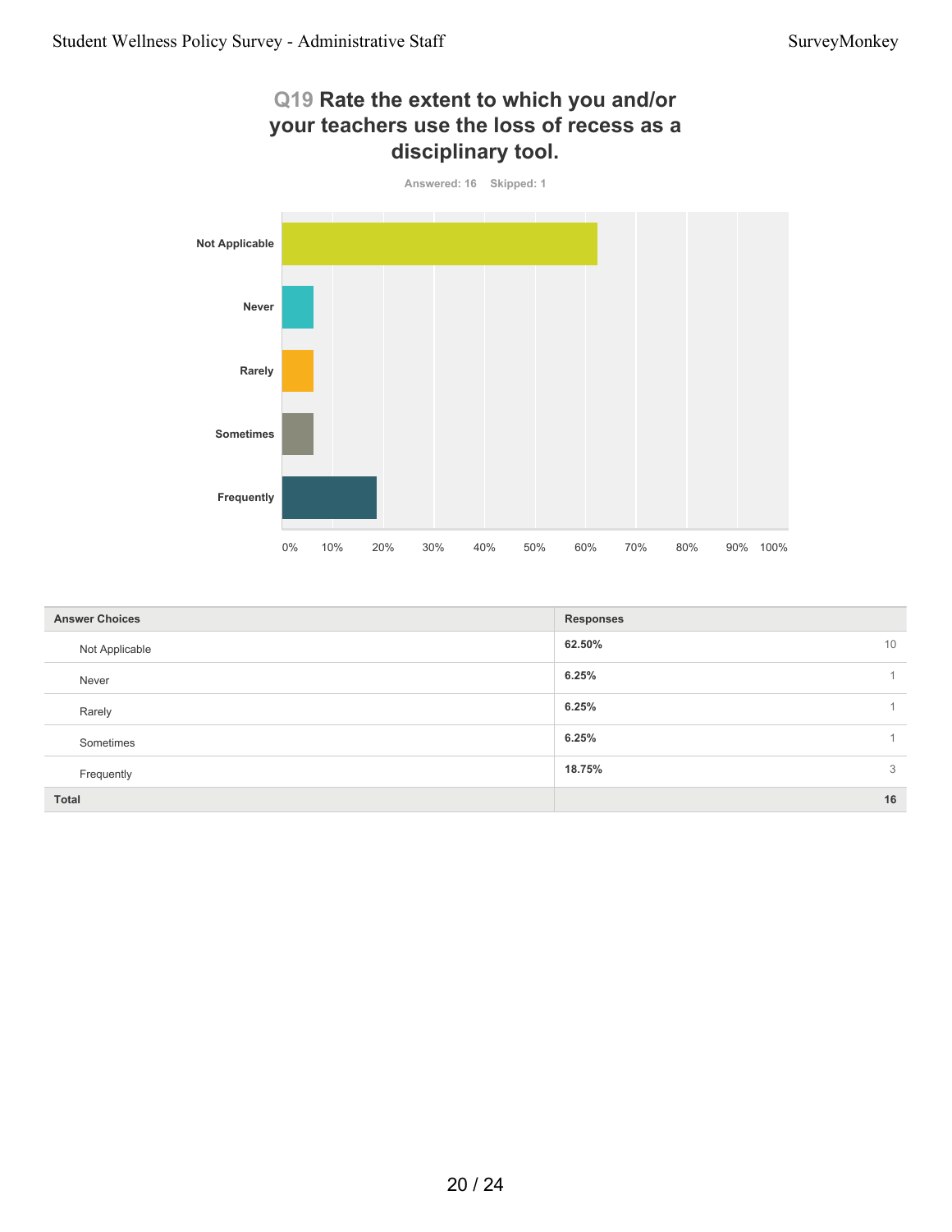## Q19 Rate the extent to which you and/or your teachers use the loss of recess as a disciplinary tool.

Answered: 16 Skipped: 1

| Answer Choices | Responses | |
|---|---|---|
| Not Applicable | 62.50% | 10 |
| Never | 6.25% | 1 |
| Rarely | 6.25% | 1 |
| Sometimes | 6.25% | 1 |
| Frequently | 18.75% | 3 |
| **Total** | | **16** |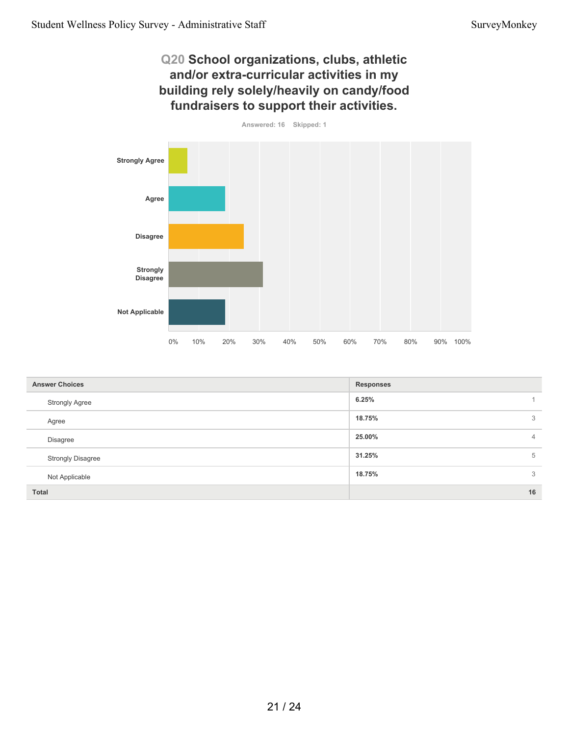## Q20 School organizations, clubs, athletic and/or extra-curricular activities in my building rely solely/heavily on candy/food fundraisers to support their activities.

Answered: 16 Skipped: 1

| Answer Choices | Responses | |
|---|---|---|
| Strongly Agree | 6.25% | 1 |
| Agree | 18.75% | 3 |
| Disagree | 25.00% | 4 |
| Strongly Disagree | 31.25% | 5 |
| Not Applicable | 18.75% | 3 |
| **Total** | | **16** |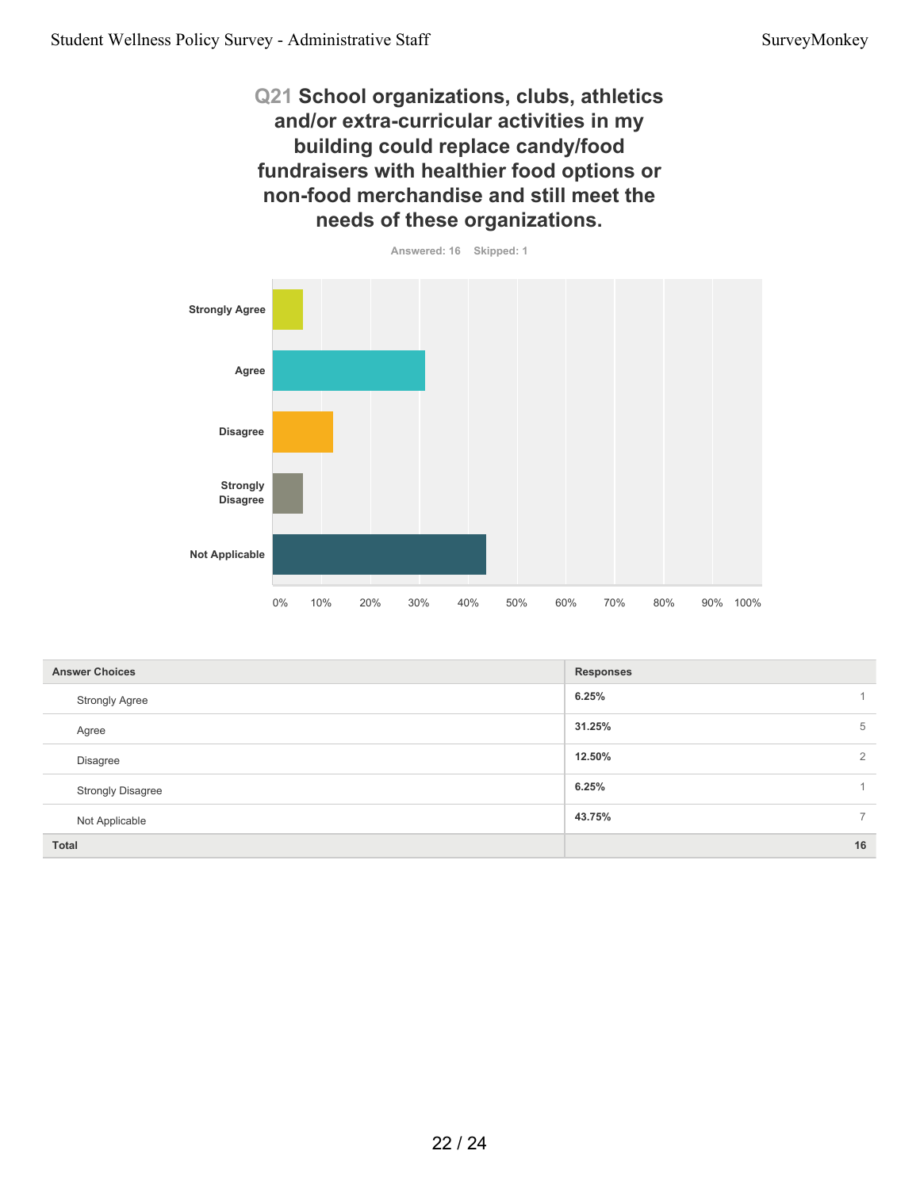## Q21 School organizations, clubs, athletics and/or extra-curricular activities in my building could replace candy/food fundraisers with healthier food options or non-food merchandise and still meet the needs of these organizations.

Answered: 16 Skipped: 1

| Answer Choices | Responses | |
|---|---|---|
| Strongly Agree | 6.25% | 1 |
| Agree | 31.25% | 5 |
| Disagree | 12.50% | 2 |
| Strongly Disagree | 6.25% | 1 |
| Not Applicable | 43.75% | 7 |
| **Total** | | **16** |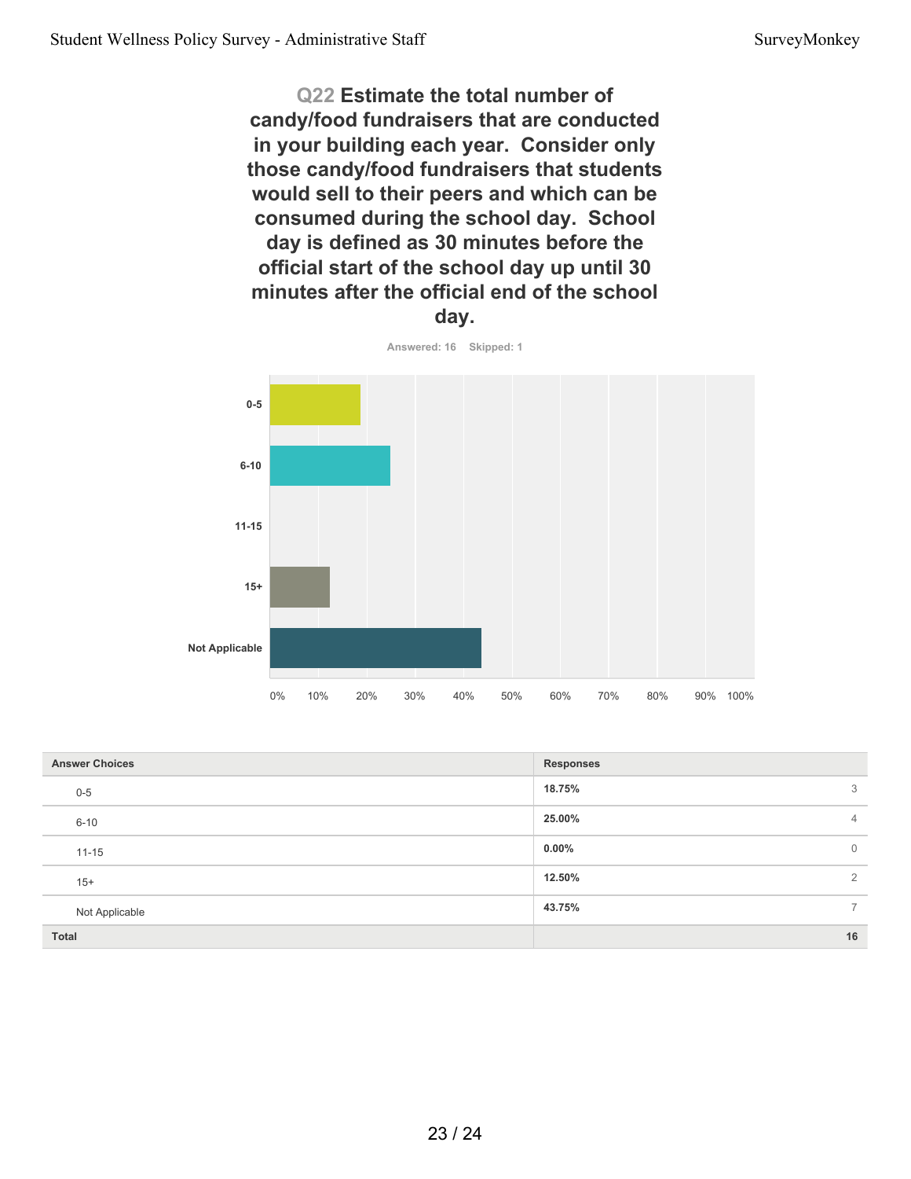## Q22 Estimate the total number of candy/food fundraisers that are conducted in your building each year. Consider only those candy/food fundraisers that students would sell to their peers and which can be consumed during the school day. School day is defined as 30 minutes before the official start of the school day up until 30 minutes after the official end of the school day.

Answered: 16 Skipped: 1

| Answer Choices | Responses | |
|---|---|---|
| 0-5 | 18.75% | 3 |
| 6-10 | 25.00% | 4 |
| 11-15 | 0.00% | 0 |
| 15+ | 12.50% | 2 |
| Not Applicable | 43.75% | 7 |
| **Total** | | **16** |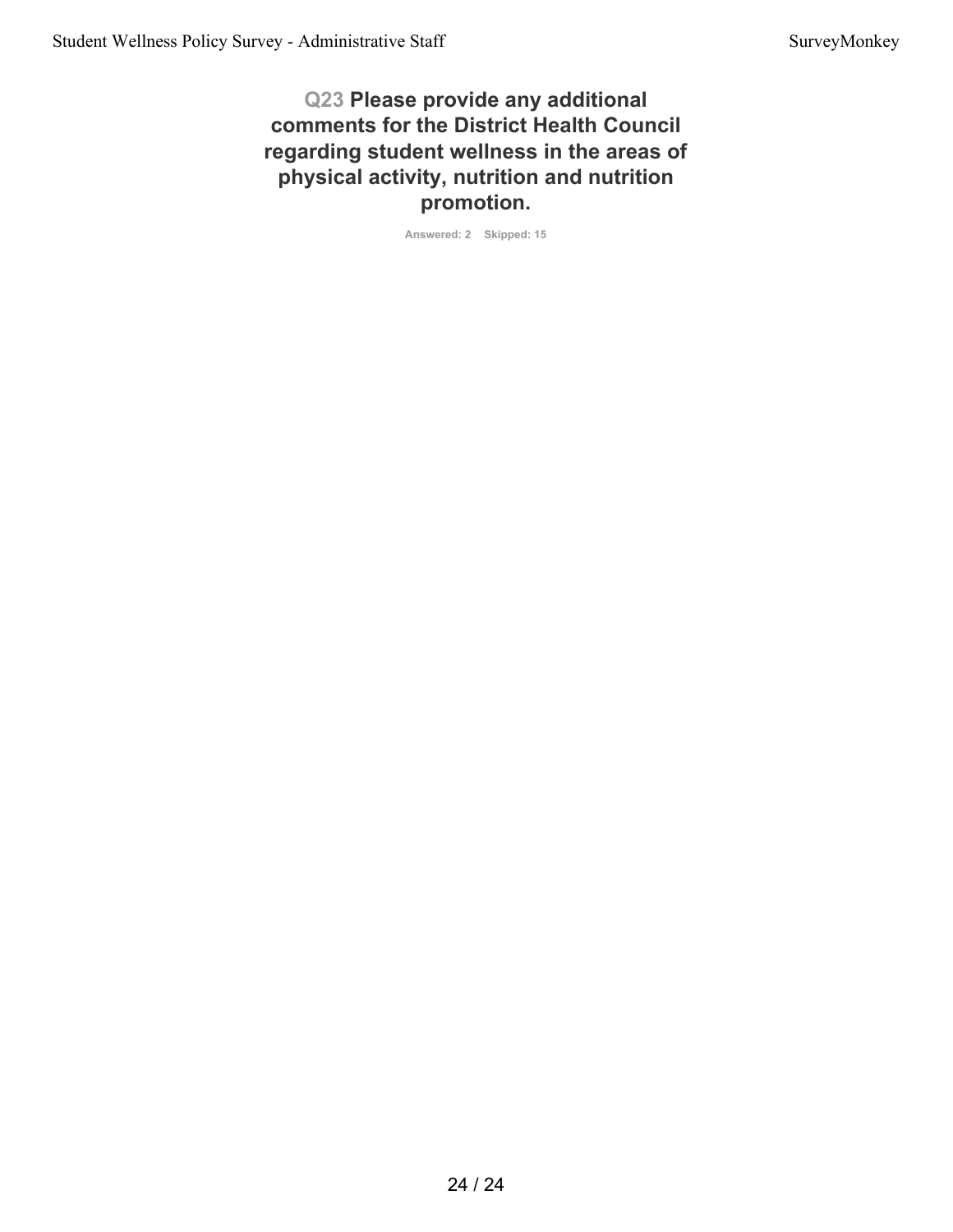## Q23 Please provide any additional comments for the District Health Council regarding student wellness in the areas of physical activity, nutrition and nutrition promotion.

Answered: 2 Skipped: 15